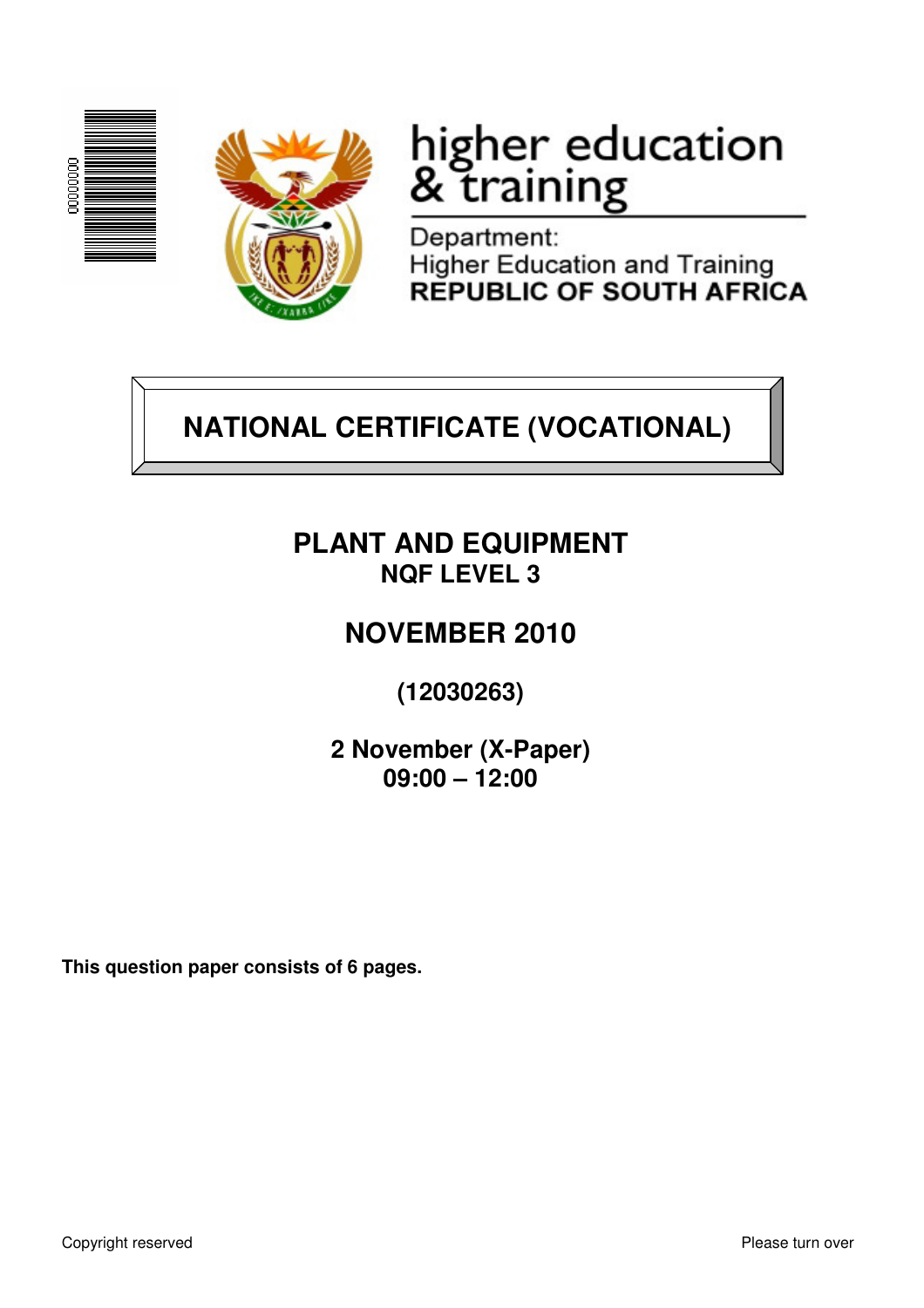higher education & training

Department:
Higher Education and Training
**REPUBLIC OF SOUTH AFRICA**

# NATIONAL CERTIFICATE (VOCATIONAL)

## PLANT AND EQUIPMENT
**NQF LEVEL 3**

## NOVEMBER 2010

**(12030263)**

**2 November (X-Paper)**
**09:00 – 12:00**

**This question paper consists of 6 pages.**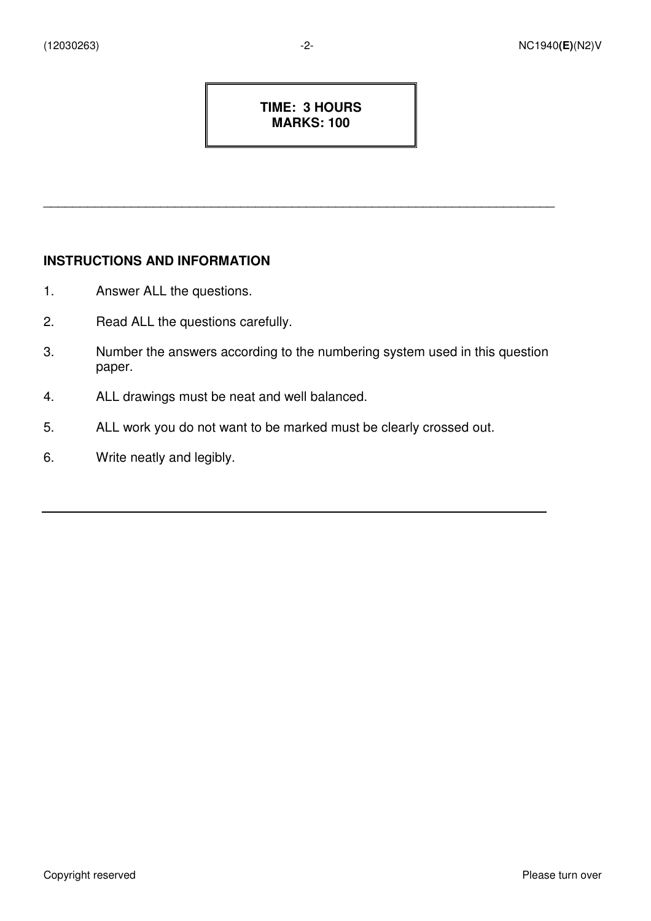**TIME: 3 HOURS**
**MARKS: 100**

---

## INSTRUCTIONS AND INFORMATION

1. Answer ALL the questions.
2. Read ALL the questions carefully.
3. Number the answers according to the numbering system used in this question paper.
4. ALL drawings must be neat and well balanced.
5. ALL work you do not want to be marked must be clearly crossed out.
6. Write neatly and legibly.

---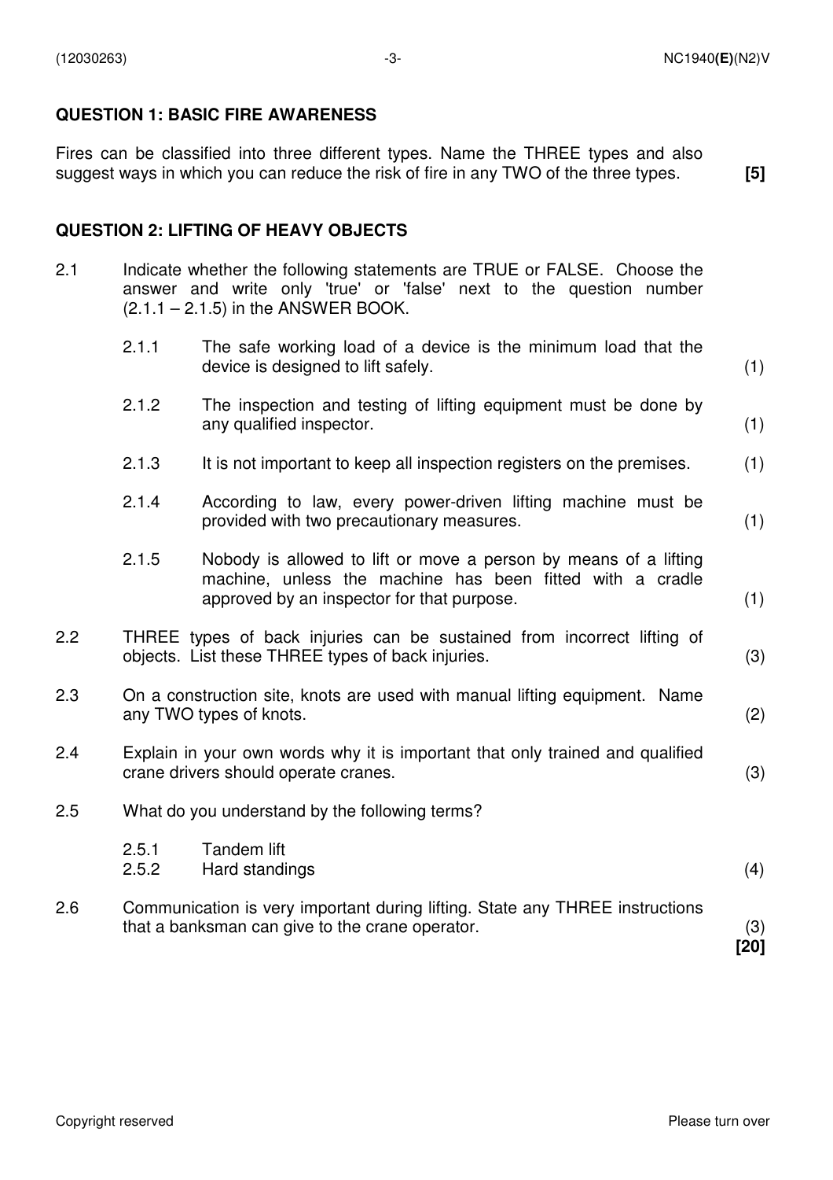## QUESTION 1: BASIC FIRE AWARENESS

Fires can be classified into three different types. Name the THREE types and also suggest ways in which you can reduce the risk of fire in any TWO of the three types. **[5]**

## QUESTION 2: LIFTING OF HEAVY OBJECTS

2.1 Indicate whether the following statements are TRUE or FALSE. Choose the answer and write only 'true' or 'false' next to the question number (2.1.1 – 2.1.5) in the ANSWER BOOK.

2.1.1 The safe working load of a device is the minimum load that the device is designed to lift safely. (1)

2.1.2 The inspection and testing of lifting equipment must be done by any qualified inspector. (1)

2.1.3 It is not important to keep all inspection registers on the premises. (1)

2.1.4 According to law, every power-driven lifting machine must be provided with two precautionary measures. (1)

2.1.5 Nobody is allowed to lift or move a person by means of a lifting machine, unless the machine has been fitted with a cradle approved by an inspector for that purpose. (1)

2.2 THREE types of back injuries can be sustained from incorrect lifting of objects. List these THREE types of back injuries. (3)

2.3 On a construction site, knots are used with manual lifting equipment. Name any TWO types of knots. (2)

2.4 Explain in your own words why it is important that only trained and qualified crane drivers should operate cranes. (3)

2.5 What do you understand by the following terms?

2.5.1 Tandem lift

2.5.2 Hard standings (4)

2.6 Communication is very important during lifting. State any THREE instructions that a banksman can give to the crane operator. (3)

**[20]**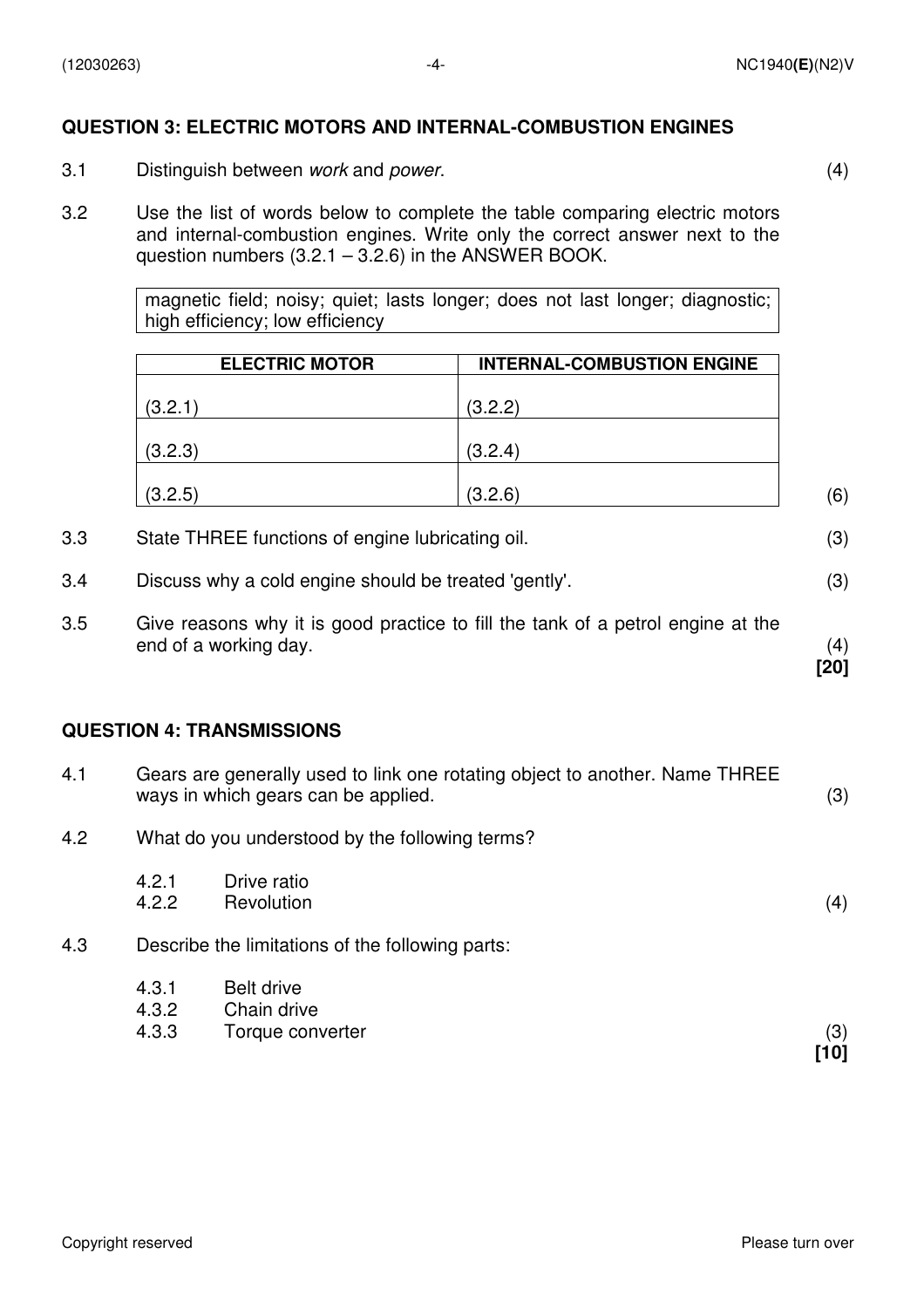## QUESTION 3: ELECTRIC MOTORS AND INTERNAL-COMBUSTION ENGINES

3.1 Distinguish between *work* and *power*. (4)

3.2 Use the list of words below to complete the table comparing electric motors and internal-combustion engines. Write only the correct answer next to the question numbers (3.2.1 – 3.2.6) in the ANSWER BOOK.

| magnetic field; noisy; quiet; lasts longer; does not last longer; diagnostic; high efficiency; low efficiency |
|---|

| ELECTRIC MOTOR | INTERNAL-COMBUSTION ENGINE |
|---|---|
| (3.2.1) | (3.2.2) |
| (3.2.3) | (3.2.4) |
| (3.2.5) | (3.2.6) |

(6)

3.3 State THREE functions of engine lubricating oil. (3)

3.4 Discuss why a cold engine should be treated 'gently'. (3)

3.5 Give reasons why it is good practice to fill the tank of a petrol engine at the end of a working day. (4)

**[20]**

## QUESTION 4: TRANSMISSIONS

4.1 Gears are generally used to link one rotating object to another. Name THREE ways in which gears can be applied. (3)

4.2 What do you understood by the following terms?

4.2.1 Drive ratio
4.2.2 Revolution (4)

4.3 Describe the limitations of the following parts:

4.3.1 Belt drive
4.3.2 Chain drive
4.3.3 Torque converter (3)

**[10]**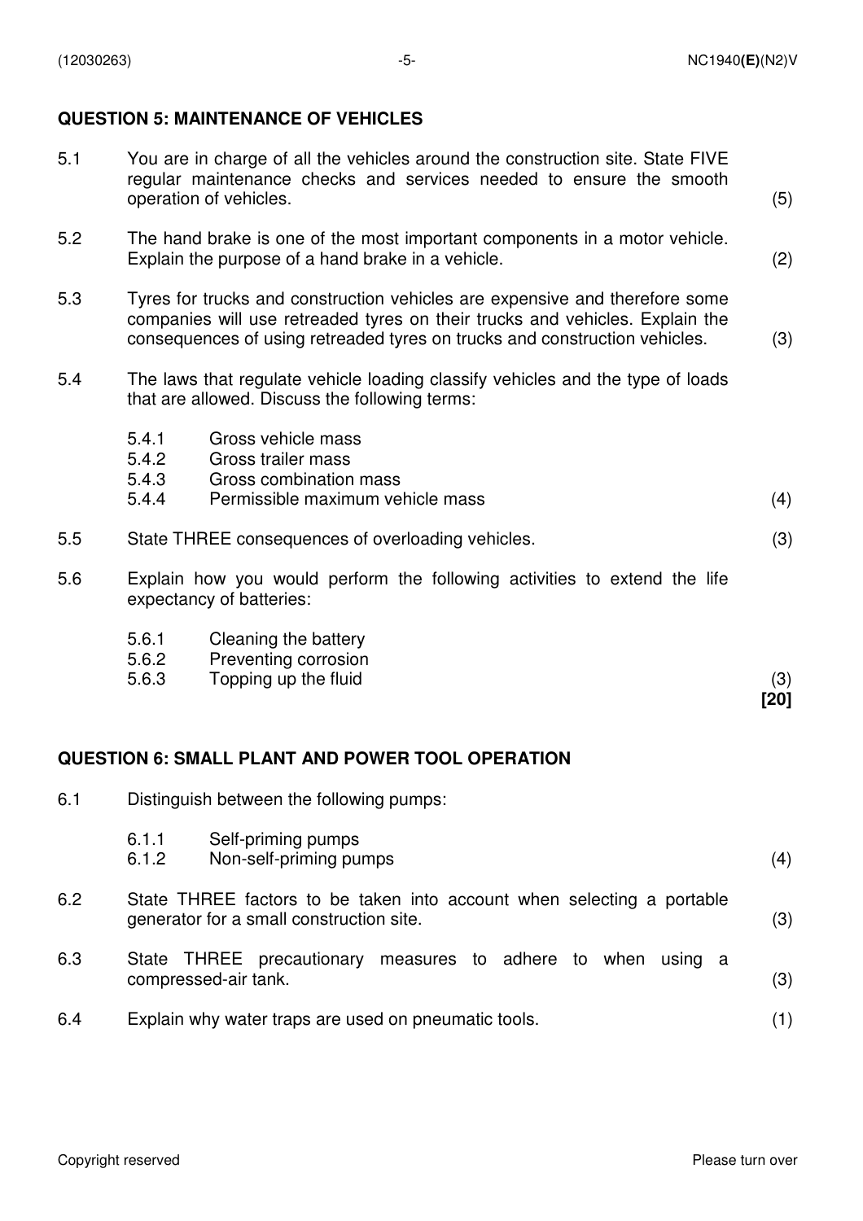## QUESTION 5: MAINTENANCE OF VEHICLES

5.1 You are in charge of all the vehicles around the construction site. State FIVE regular maintenance checks and services needed to ensure the smooth operation of vehicles. (5)

5.2 The hand brake is one of the most important components in a motor vehicle. Explain the purpose of a hand brake in a vehicle. (2)

5.3 Tyres for trucks and construction vehicles are expensive and therefore some companies will use retreaded tyres on their trucks and vehicles. Explain the consequences of using retreaded tyres on trucks and construction vehicles. (3)

5.4 The laws that regulate vehicle loading classify vehicles and the type of loads that are allowed. Discuss the following terms:

- 5.4.1 Gross vehicle mass
- 5.4.2 Gross trailer mass
- 5.4.3 Gross combination mass
- 5.4.4 Permissible maximum vehicle mass (4)

5.5 State THREE consequences of overloading vehicles. (3)

5.6 Explain how you would perform the following activities to extend the life expectancy of batteries:

- 5.6.1 Cleaning the battery
- 5.6.2 Preventing corrosion
- 5.6.3 Topping up the fluid (3)

**[20]**

## QUESTION 6: SMALL PLANT AND POWER TOOL OPERATION

6.1 Distinguish between the following pumps:

- 6.1.1 Self-priming pumps
- 6.1.2 Non-self-priming pumps (4)

6.2 State THREE factors to be taken into account when selecting a portable generator for a small construction site. (3)

6.3 State THREE precautionary measures to adhere to when using a compressed-air tank. (3)

6.4 Explain why water traps are used on pneumatic tools. (1)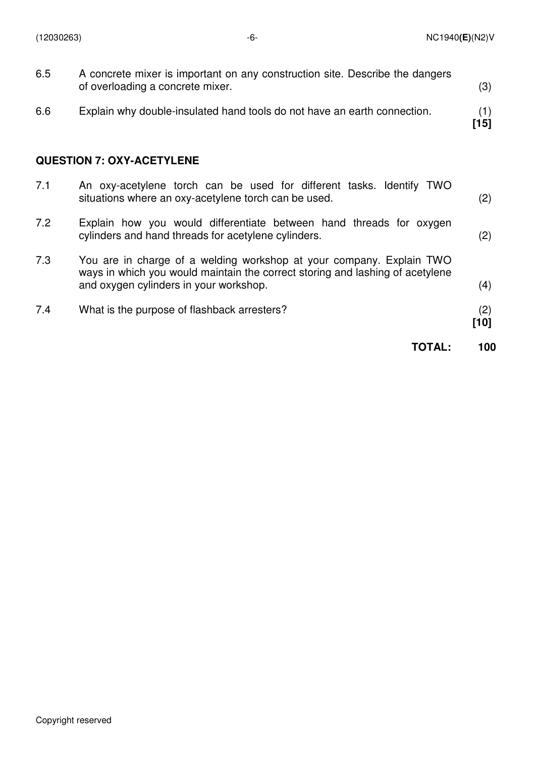6.5 A concrete mixer is important on any construction site. Describe the dangers of overloading a concrete mixer. (3)

6.6 Explain why double-insulated hand tools do not have an earth connection. (1)
**[15]**

## QUESTION 7: OXY-ACETYLENE

7.1 An oxy-acetylene torch can be used for different tasks. Identify TWO situations where an oxy-acetylene torch can be used. (2)

7.2 Explain how you would differentiate between hand threads for oxygen cylinders and hand threads for acetylene cylinders. (2)

7.3 You are in charge of a welding workshop at your company. Explain TWO ways in which you would maintain the correct storing and lashing of acetylene and oxygen cylinders in your workshop. (4)

7.4 What is the purpose of flashback arresters? (2)
**[10]**

**TOTAL: 100**